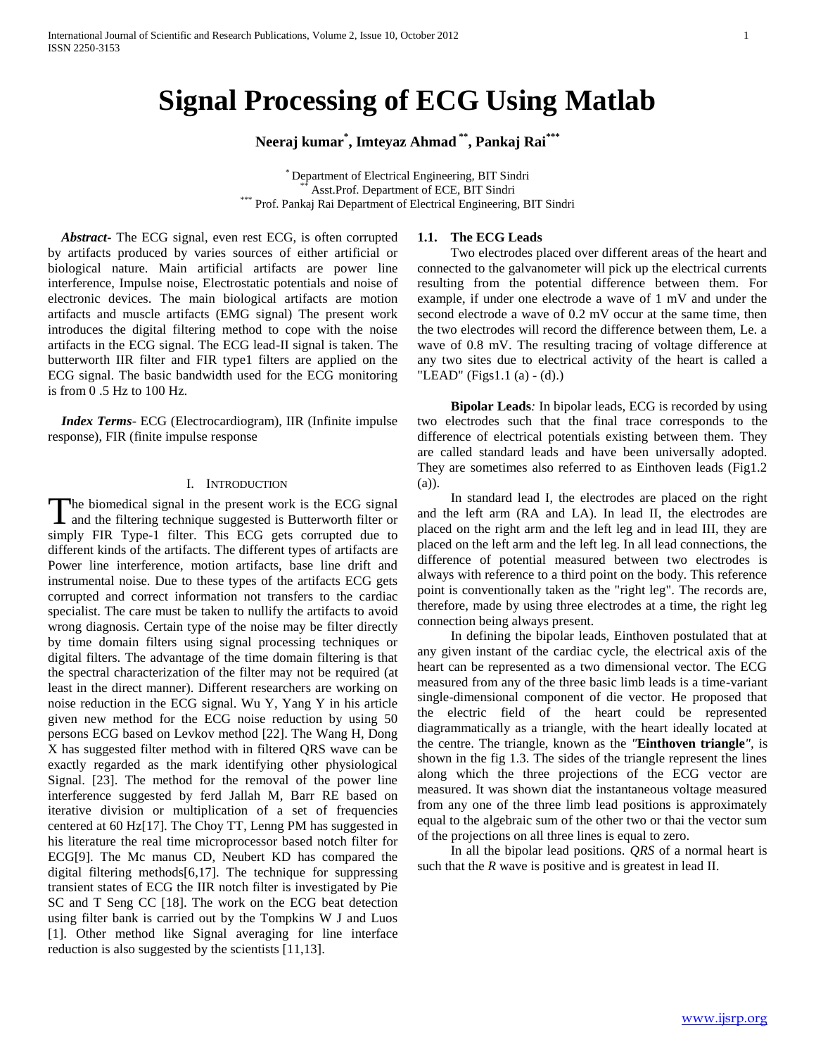# Signal Processing of ECG Using Matlab

**Neeraj kumar[*], Imteyaz Ahmad[**], Pankaj Rai[***]**

[*] Department of Electrical Engineering, BIT Sindri
[**] Asst.Prof. Department of ECE, BIT Sindri
[***] Prof. Pankaj Rai Department of Electrical Engineering, BIT Sindri

***Abstract***- The ECG signal, even rest ECG, is often corrupted by artifacts produced by varies sources of either artificial or biological nature. Main artificial artifacts are power line interference, Impulse noise, Electrostatic potentials and noise of electronic devices. The main biological artifacts are motion artifacts and muscle artifacts (EMG signal) The present work introduces the digital filtering method to cope with the noise artifacts in the ECG signal. The ECG lead-II signal is taken. The butterworth IIR filter and FIR type1 filters are applied on the ECG signal. The basic bandwidth used for the ECG monitoring is from 0 .5 Hz to 100 Hz.

***Index Terms***- ECG (Electrocardiogram), IIR (Infinite impulse response), FIR (finite impulse response)

## I. Introduction

The biomedical signal in the present work is the ECG signal and the filtering technique suggested is Butterworth filter or simply FIR Type-1 filter. This ECG gets corrupted due to different kinds of the artifacts. The different types of artifacts are Power line interference, motion artifacts, base line drift and instrumental noise. Due to these types of the artifacts ECG gets corrupted and correct information not transfers to the cardiac specialist. The care must be taken to nullify the artifacts to avoid wrong diagnosis. Certain type of the noise may be filter directly by time domain filters using signal processing techniques or digital filters. The advantage of the time domain filtering is that the spectral characterization of the filter may not be required (at least in the direct manner). Different researchers are working on noise reduction in the ECG signal. Wu Y, Yang Y in his article given new method for the ECG noise reduction by using 50 persons ECG based on Levkov method [22]. The Wang H, Dong X has suggested filter method with in filtered QRS wave can be exactly regarded as the mark identifying other physiological Signal. [23]. The method for the removal of the power line interference suggested by ferd Jallah M, Barr RE based on iterative division or multiplication of a set of frequencies centered at 60 Hz[17]. The Choy TT, Lenng PM has suggested in his literature the real time microprocessor based notch filter for ECG[9]. The Mc manus CD, Neubert KD has compared the digital filtering methods[6,17]. The technique for suppressing transient states of ECG the IIR notch filter is investigated by Pie SC and T Seng CC [18]. The work on the ECG beat detection using filter bank is carried out by the Tompkins W J and Luos [1]. Other method like Signal averaging for line interface reduction is also suggested by the scientists [11,13].

### 1.1. The ECG Leads

Two electrodes placed over different areas of the heart and connected to the galvanometer will pick up the electrical currents resulting from the potential difference between them. For example, if under one electrode a wave of 1 mV and under the second electrode a wave of 0.2 mV occur at the same time, then the two electrodes will record the difference between them, Le. a wave of 0.8 mV. The resulting tracing of voltage difference at any two sites due to electrical activity of the heart is called a "LEAD" (Figs1.1 (a) - (d).)

**Bipolar Leads***:* In bipolar leads, ECG is recorded by using two electrodes such that the final trace corresponds to the difference of electrical potentials existing between them. They are called standard leads and have been universally adopted. They are sometimes also referred to as Einthoven leads (Fig1.2 (a)).

In standard lead I, the electrodes are placed on the right and the left arm (RA and LA). In lead II, the electrodes are placed on the right arm and the left leg and in lead III, they are placed on the left arm and the left leg. In all lead connections, the difference of potential measured between two electrodes is always with reference to a third point on the body. This reference point is conventionally taken as the "right leg". The records are, therefore, made by using three electrodes at a time, the right leg connection being always present.

In defining the bipolar leads, Einthoven postulated that at any given instant of the cardiac cycle, the electrical axis of the heart can be represented as a two dimensional vector. The ECG measured from any of the three basic limb leads is a time-variant single-dimensional component of die vector. He proposed that the electric field of the heart could be represented diagrammatically as a triangle, with the heart ideally located at the centre. The triangle, known as the *"***Einthoven triangle***"*, is shown in the fig 1.3. The sides of the triangle represent the lines along which the three projections of the ECG vector are measured. It was shown diat the instantaneous voltage measured from any one of the three limb lead positions is approximately equal to the algebraic sum of the other two or thai the vector sum of the projections on all three lines is equal to zero.

In all the bipolar lead positions. *QRS* of a normal heart is such that the *R* wave is positive and is greatest in lead II.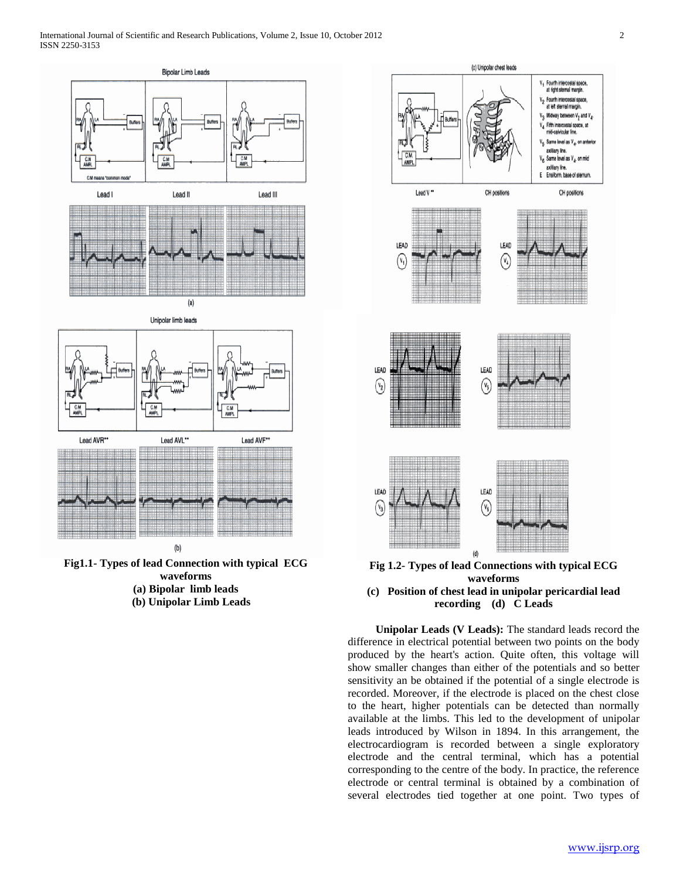**Fig1.1- Types of lead Connection with typical ECG waveforms**
**(a) Bipolar limb leads**
**(b) Unipolar Limb Leads**

**Fig 1.2- Types of lead Connections with typical ECG waveforms**
**(c) Position of chest lead in unipolar pericardial lead recording (d) C Leads**

**Unipolar Leads (V Leads):** The standard leads record the difference in electrical potential between two points on the body produced by the heart's action. Quite often, this voltage will show smaller changes than either of the potentials and so better sensitivity an be obtained if the potential of a single electrode is recorded. Moreover, if the electrode is placed on the chest close to the heart, higher potentials can be detected than normally available at the limbs. This led to the development of unipolar leads introduced by Wilson in 1894. In this arrangement, the electrocardiogram is recorded between a single exploratory electrode and the central terminal, which has a potential corresponding to the centre of the body. In practice, the reference electrode or central terminal is obtained by a combination of several electrodes tied together at one point. Two types of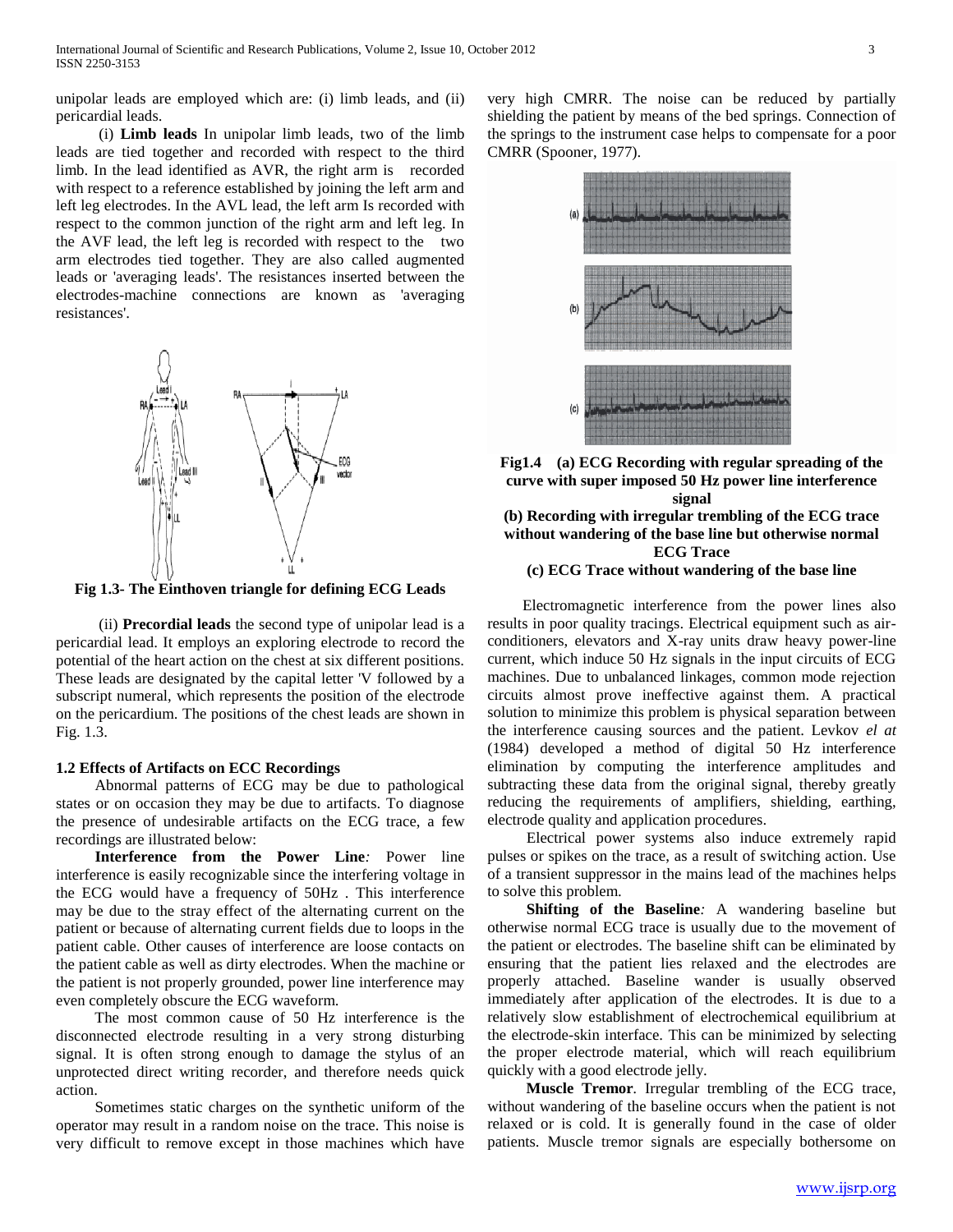unipolar leads are employed which are: (i) limb leads, and (ii) pericardial leads.

(i) **Limb leads** In unipolar limb leads, two of the limb leads are tied together and recorded with respect to the third limb. In the lead identified as AVR, the right arm is recorded with respect to a reference established by joining the left arm and left leg electrodes. In the AVL lead, the left arm Is recorded with respect to the common junction of the right arm and left leg. In the AVF lead, the left leg is recorded with respect to the two arm electrodes tied together. They are also called augmented leads or 'averaging leads'. The resistances inserted between the electrodes-machine connections are known as 'averaging resistances'.

Lead I
RA
LA
Lead II
Lead III
LL
RA
I
LA
ECG vector
II
III
LL

**Fig 1.3- The Einthoven triangle for defining ECG Leads**

(ii) **Precordial leads** the second type of unipolar lead is a pericardial lead. It employs an exploring electrode to record the potential of the heart action on the chest at six different positions. These leads are designated by the capital letter 'V followed by a subscript numeral, which represents the position of the electrode on the pericardium. The positions of the chest leads are shown in Fig. 1.3.

### 1.2 Effects of Artifacts on ECC Recordings

Abnormal patterns of ECG may be due to pathological states or on occasion they may be due to artifacts. To diagnose the presence of undesirable artifacts on the ECG trace, a few recordings are illustrated below:

**Interference from the Power Line***:* Power line interference is easily recognizable since the interfering voltage in the ECG would have a frequency of 50Hz . This interference may be due to the stray effect of the alternating current on the patient or because of alternating current fields due to loops in the patient cable. Other causes of interference are loose contacts on the patient cable as well as dirty electrodes. When the machine or the patient is not properly grounded, power line interference may even completely obscure the ECG waveform.

The most common cause of 50 Hz interference is the disconnected electrode resulting in a very strong disturbing signal. It is often strong enough to damage the stylus of an unprotected direct writing recorder, and therefore needs quick action.

Sometimes static charges on the synthetic uniform of the operator may result in a random noise on the trace. This noise is very difficult to remove except in those machines which have very high CMRR. The noise can be reduced by partially shielding the patient by means of the bed springs. Connection of the springs to the instrument case helps to compensate for a poor CMRR (Spooner, 1977).

(a)
(b)
(c)

**Fig1.4 (a) ECG Recording with regular spreading of the curve with super imposed 50 Hz power line interference signal**
**(b) Recording with irregular trembling of the ECG trace without wandering of the base line but otherwise normal ECG Trace**
**(c) ECG Trace without wandering of the base line**

Electromagnetic interference from the power lines also results in poor quality tracings. Electrical equipment such as air-conditioners, elevators and X-ray units draw heavy power-line current, which induce 50 Hz signals in the input circuits of ECG machines. Due to unbalanced linkages, common mode rejection circuits almost prove ineffective against them. A practical solution to minimize this problem is physical separation between the interference causing sources and the patient. Levkov *el at* (1984) developed a method of digital 50 Hz interference elimination by computing the interference amplitudes and subtracting these data from the original signal, thereby greatly reducing the requirements of amplifiers, shielding, earthing, electrode quality and application procedures.

Electrical power systems also induce extremely rapid pulses or spikes on the trace, as a result of switching action. Use of a transient suppressor in the mains lead of the machines helps to solve this problem.

**Shifting of the Baseline***:* A wandering baseline but otherwise normal ECG trace is usually due to the movement of the patient or electrodes. The baseline shift can be eliminated by ensuring that the patient lies relaxed and the electrodes are properly attached. Baseline wander is usually observed immediately after application of the electrodes. It is due to a relatively slow establishment of electrochemical equilibrium at the electrode-skin interface. This can be minimized by selecting the proper electrode material, which will reach equilibrium quickly with a good electrode jelly.

**Muscle Tremor***.* Irregular trembling of the ECG trace, without wandering of the baseline occurs when the patient is not relaxed or is cold. It is generally found in the case of older patients. Muscle tremor signals are especially bothersome on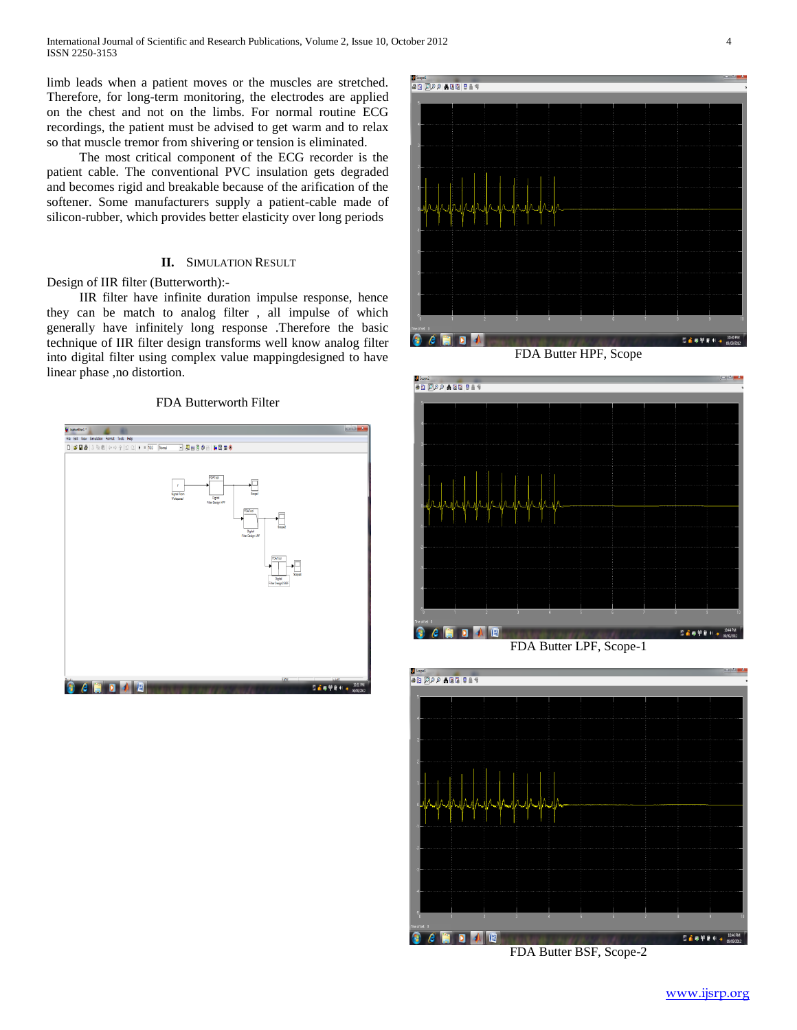limb leads when a patient moves or the muscles are stretched. Therefore, for long-term monitoring, the electrodes are applied on the chest and not on the limbs. For normal routine ECG recordings, the patient must be advised to get warm and to relax so that muscle tremor from shivering or tension is eliminated.

The most critical component of the ECG recorder is the patient cable. The conventional PVC insulation gets degraded and becomes rigid and breakable because of the arification of the softener. Some manufacturers supply a patient-cable made of silicon-rubber, which provides better elasticity over long periods

## II. Simulation Result

Design of IIR filter (Butterworth):-

IIR filter have infinite duration impulse response, hence they can be match to analog filter , all impulse of which generally have infinitely long response .Therefore the basic technique of IIR filter design transforms well know analog filter into digital filter using complex value mappingdesigned to have linear phase ,no distortion.

FDA Butterworth Filter

FDA Butter HPF, Scope

FDA Butter LPF, Scope-1

FDA Butter BSF, Scope-2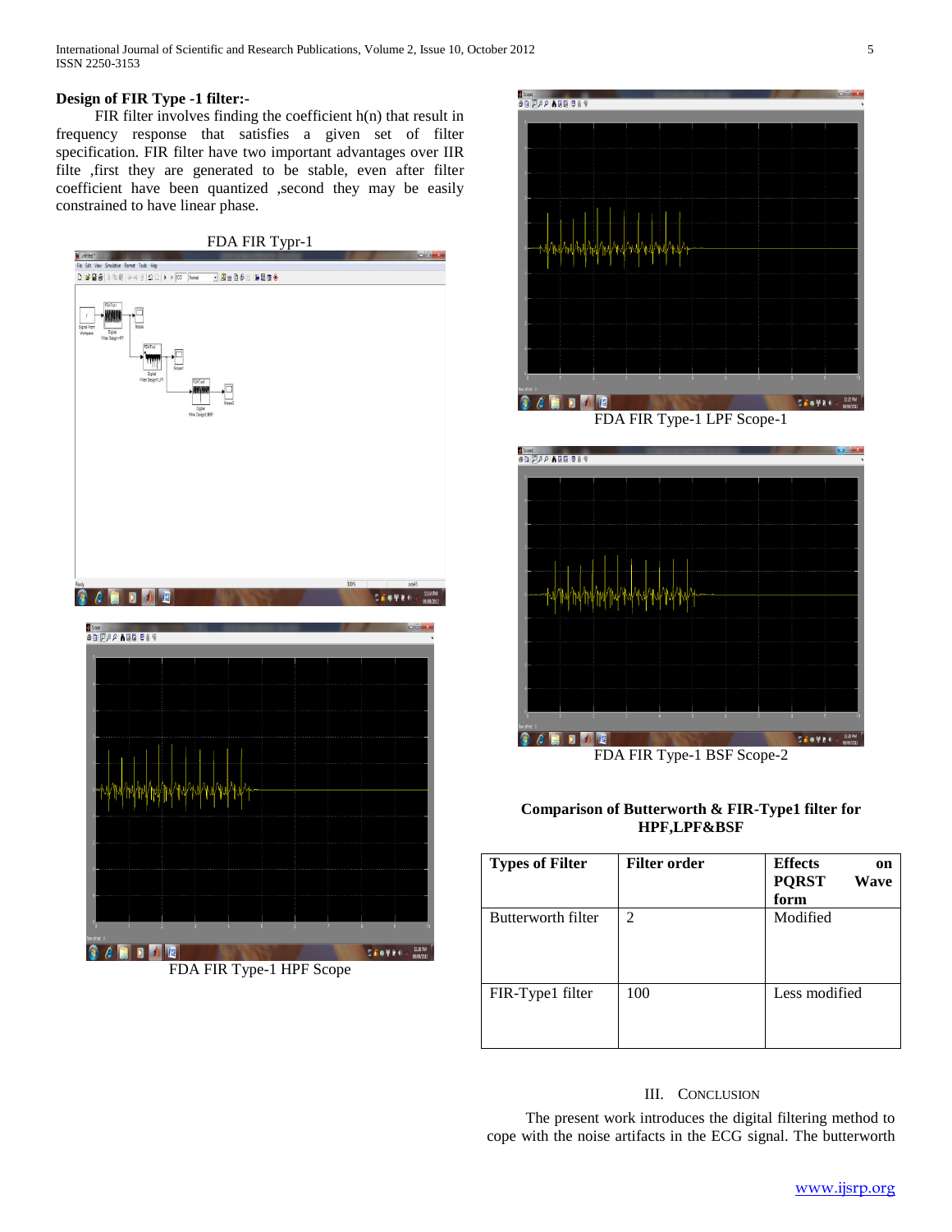**Design of FIR Type -1 filter:-**

FIR filter involves finding the coefficient h(n) that result in frequency response that satisfies a given set of filter specification. FIR filter have two important advantages over IIR filte ,first they are generated to be stable, even after filter coefficient have been quantized ,second they may be easily constrained to have linear phase.

FDA FIR Typr-1

FDA FIR Type-1 HPF Scope

FDA FIR Type-1 LPF Scope-1

FDA FIR Type-1 BSF Scope-2

**Comparison of Butterworth & FIR-Type1 filter for HPF,LPF&BSF**

| **Types of Filter** | **Filter order** | **Effects on PQRST Wave form** |
|---|---|---|
| Butterworth filter | 2 | Modified |
| FIR-Type1 filter | 100 | Less modified |

## III. Conclusion

The present work introduces the digital filtering method to cope with the noise artifacts in the ECG signal. The butterworth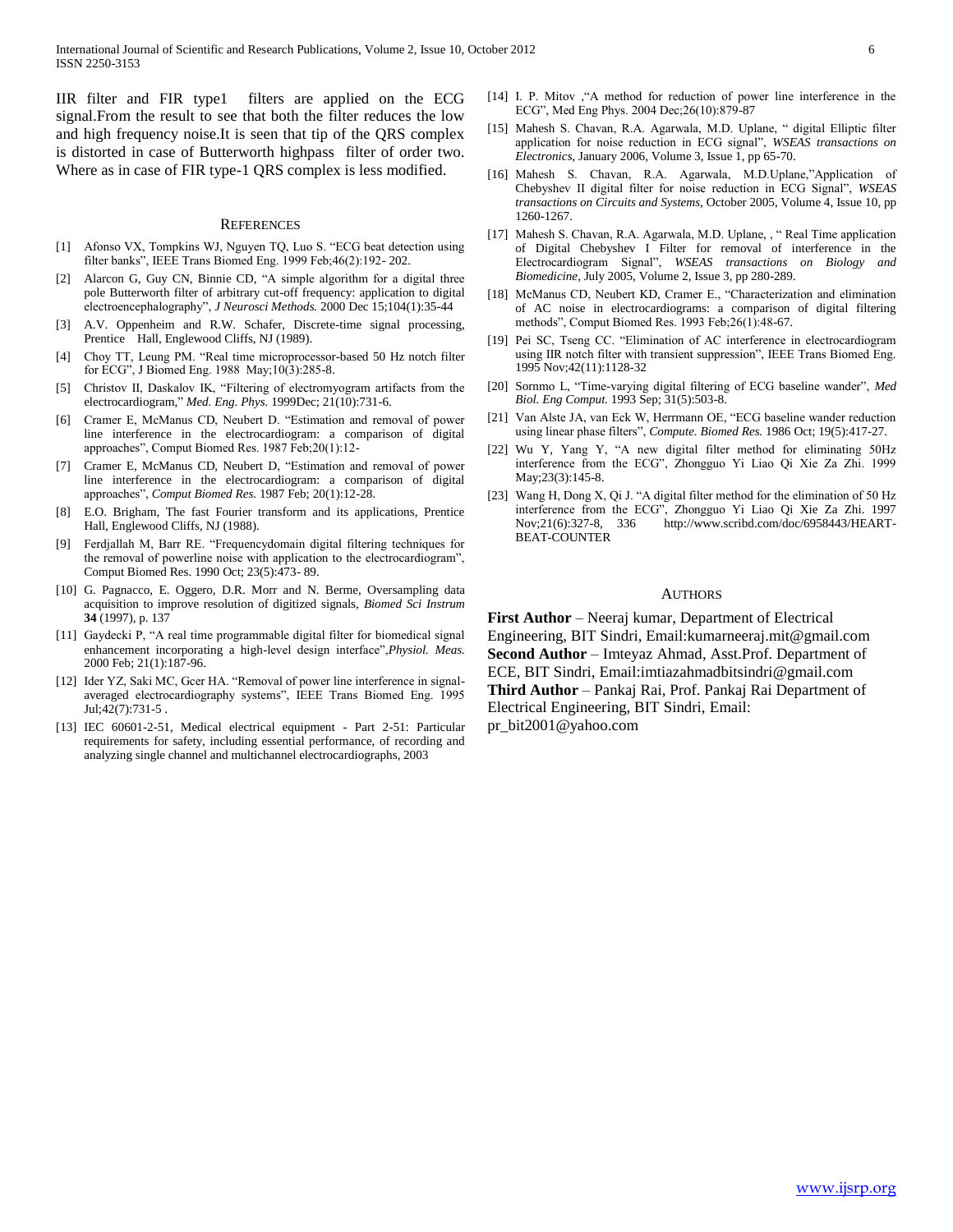IIR filter and FIR type1 filters are applied on the ECG signal.From the result to see that both the filter reduces the low and high frequency noise.It is seen that tip of the QRS complex is distorted in case of Butterworth highpass filter of order two. Where as in case of FIR type-1 QRS complex is less modified.

## REFERENCES

[1] Afonso VX, Tompkins WJ, Nguyen TQ, Luo S. "ECG beat detection using filter banks", IEEE Trans Biomed Eng. 1999 Feb;46(2):192- 202.

[2] Alarcon G, Guy CN, Binnie CD, "A simple algorithm for a digital three pole Butterworth filter of arbitrary cut-off frequency: application to digital electroencephalography", *J Neurosci Methods.* 2000 Dec 15;104(1):35-44

[3] A.V. Oppenheim and R.W. Schafer, Discrete-time signal processing, Prentice Hall, Englewood Cliffs, NJ (1989).

[4] Choy TT, Leung PM. "Real time microprocessor-based 50 Hz notch filter for ECG", J Biomed Eng. 1988 May;10(3):285-8.

[5] Christov II, Daskalov IK, "Filtering of electromyogram artifacts from the electrocardiogram," *Med. Eng. Phys.* 1999Dec; 21(10):731-6.

[6] Cramer E, McManus CD, Neubert D. "Estimation and removal of power line interference in the electrocardiogram: a comparison of digital approaches", Comput Biomed Res. 1987 Feb;20(1):12-

[7] Cramer E, McManus CD, Neubert D, "Estimation and removal of power line interference in the electrocardiogram: a comparison of digital approaches", *Comput Biomed Res.* 1987 Feb; 20(1):12-28.

[8] E.O. Brigham, The fast Fourier transform and its applications, Prentice Hall, Englewood Cliffs, NJ (1988).

[9] Ferdjallah M, Barr RE. "Frequencydomain digital filtering techniques for the removal of powerline noise with application to the electrocardiogram", Comput Biomed Res. 1990 Oct; 23(5):473- 89.

[10] G. Pagnacco, E. Oggero, D.R. Morr and N. Berme, Oversampling data acquisition to improve resolution of digitized signals, *Biomed Sci Instrum* **34** (1997), p. 137

[11] Gaydecki P, "A real time programmable digital filter for biomedical signal enhancement incorporating a high-level design interface",*Physiol. Meas.* 2000 Feb; 21(1):187-96.

[12] Ider YZ, Saki MC, Gcer HA. "Removal of power line interference in signal-averaged electrocardiography systems", IEEE Trans Biomed Eng. 1995 Jul;42(7):731-5 .

[13] IEC 60601-2-51, Medical electrical equipment - Part 2-51: Particular requirements for safety, including essential performance, of recording and analyzing single channel and multichannel electrocardiographs, 2003

[14] I. P. Mitov ,"A method for reduction of power line interference in the ECG", Med Eng Phys. 2004 Dec;26(10):879-87

[15] Mahesh S. Chavan, R.A. Agarwala, M.D. Uplane, " digital Elliptic filter application for noise reduction in ECG signal", *WSEAS transactions on Electronics*, January 2006, Volume 3, Issue 1, pp 65-70.

[16] Mahesh S. Chavan, R.A. Agarwala, M.D.Uplane,"Application of Chebyshev II digital filter for noise reduction in ECG Signal", *WSEAS transactions on Circuits and Systems*, October 2005, Volume 4, Issue 10, pp 1260-1267.

[17] Mahesh S. Chavan, R.A. Agarwala, M.D. Uplane, , " Real Time application of Digital Chebyshev I Filter for removal of interference in the Electrocardiogram Signal", *WSEAS transactions on Biology and Biomedicine*, July 2005, Volume 2, Issue 3, pp 280-289.

[18] McManus CD, Neubert KD, Cramer E., "Characterization and elimination of AC noise in electrocardiograms: a comparison of digital filtering methods", Comput Biomed Res. 1993 Feb;26(1):48-67.

[19] Pei SC, Tseng CC. "Elimination of AC interference in electrocardiogram using IIR notch filter with transient suppression", IEEE Trans Biomed Eng. 1995 Nov;42(11):1128-32

[20] Sornmo L, "Time-varying digital filtering of ECG baseline wander", *Med Biol. Eng Comput.* 1993 Sep; 31(5):503-8.

[21] Van Alste JA, van Eck W, Herrmann OE, "ECG baseline wander reduction using linear phase filters", *Compute. Biomed Res.* 1986 Oct; 19(5):417-27.

[22] Wu Y, Yang Y, "A new digital filter method for eliminating 50Hz interference from the ECG", Zhongguo Yi Liao Qi Xie Za Zhi. 1999 May;23(3):145-8.

[23] Wang H, Dong X, Qi J. "A digital filter method for the elimination of 50 Hz interference from the ECG", Zhongguo Yi Liao Qi Xie Za Zhi. 1997 Nov;21(6):327-8, 336 http://www.scribd.com/doc/6958443/HEART-BEAT-COUNTER

## AUTHORS

**First Author** – Neeraj kumar, Department of Electrical Engineering, BIT Sindri, Email:kumarneeraj.mit@gmail.com
**Second Author** – Imteyaz Ahmad, Asst.Prof. Department of ECE, BIT Sindri, Email:imtiazahmadbitsindri@gmail.com
**Third Author** – Pankaj Rai, Prof. Pankaj Rai Department of Electrical Engineering, BIT Sindri, Email: pr_bit2001@yahoo.com